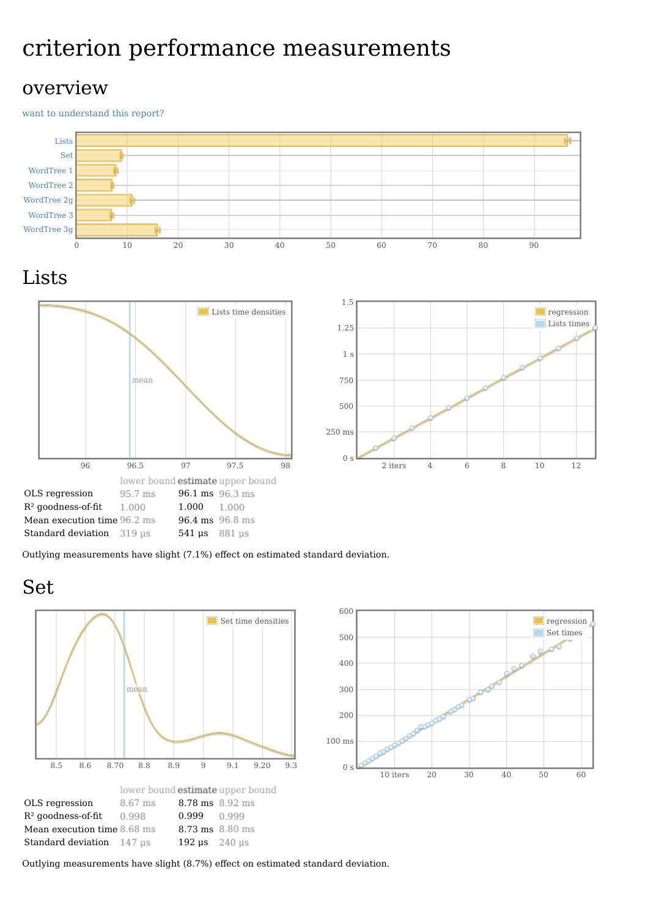# criterion performance measurements

## overview

want to understand this report?

## Lists

| | lower bound | estimate | upper bound |
|---|---|---|---|
| OLS regression | 95.7 ms | 96.1 ms | 96.3 ms |
| $R^2$ goodness-of-fit | 1.000 | 1.000 | 1.000 |
| Mean execution time | 96.2 ms | 96.4 ms | 96.8 ms |
| Standard deviation | 319 μs | 541 μs | 881 μs |

Outlying measurements have slight (7.1%) effect on estimated standard deviation.

## Set

| | lower bound | estimate | upper bound |
|---|---|---|---|
| OLS regression | 8.67 ms | 8.78 ms | 8.92 ms |
| $R^2$ goodness-of-fit | 0.998 | 0.999 | 0.999 |
| Mean execution time | 8.68 ms | 8.73 ms | 8.80 ms |
| Standard deviation | 147 μs | 192 μs | 240 μs |

Outlying measurements have slight (8.7%) effect on estimated standard deviation.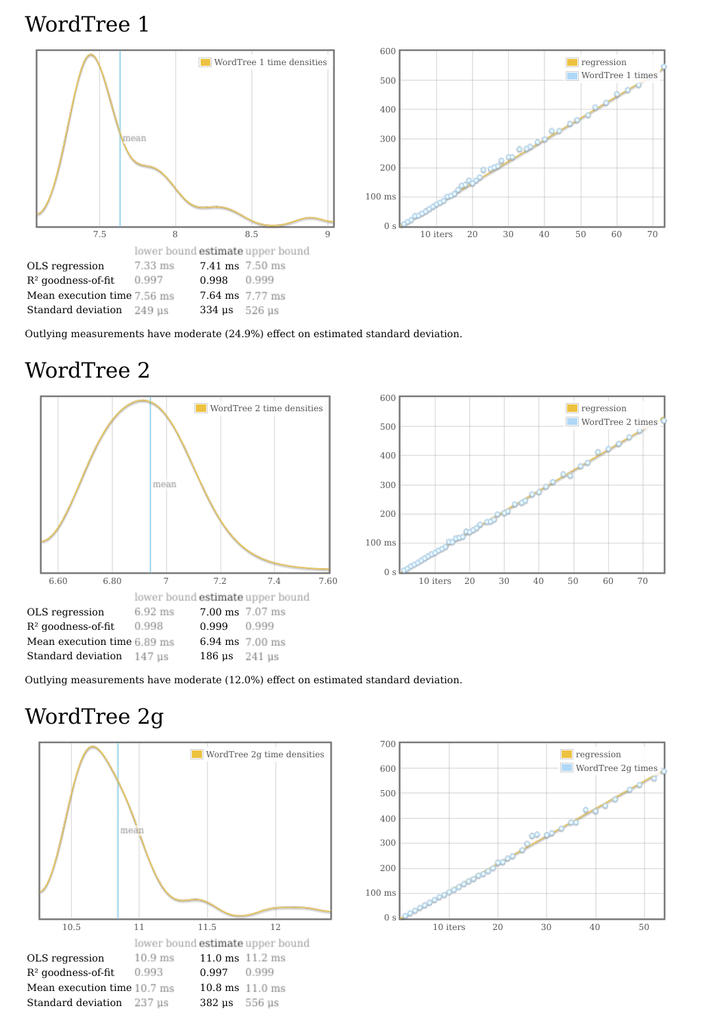# WordTree 1

|  | lower bound | estimate | upper bound |
| --- | --- | --- | --- |
| OLS regression | 7.33 ms | 7.41 ms | 7.50 ms |
| $R^2$ goodness-of-fit | 0.997 | 0.998 | 0.999 |
| Mean execution time | 7.56 ms | 7.64 ms | 7.77 ms |
| Standard deviation | 249 μs | 334 μs | 526 μs |

Outlying measurements have moderate (24.9%) effect on estimated standard deviation.

# WordTree 2

|  | lower bound | estimate | upper bound |
| --- | --- | --- | --- |
| OLS regression | 6.92 ms | 7.00 ms | 7.07 ms |
| $R^2$ goodness-of-fit | 0.998 | 0.999 | 0.999 |
| Mean execution time | 6.89 ms | 6.94 ms | 7.00 ms |
| Standard deviation | 147 μs | 186 μs | 241 μs |

Outlying measurements have moderate (12.0%) effect on estimated standard deviation.

# WordTree 2g

|  | lower bound | estimate | upper bound |
| --- | --- | --- | --- |
| OLS regression | 10.9 ms | 11.0 ms | 11.2 ms |
| $R^2$ goodness-of-fit | 0.993 | 0.997 | 0.999 |
| Mean execution time | 10.7 ms | 10.8 ms | 11.0 ms |
| Standard deviation | 237 μs | 382 μs | 556 μs |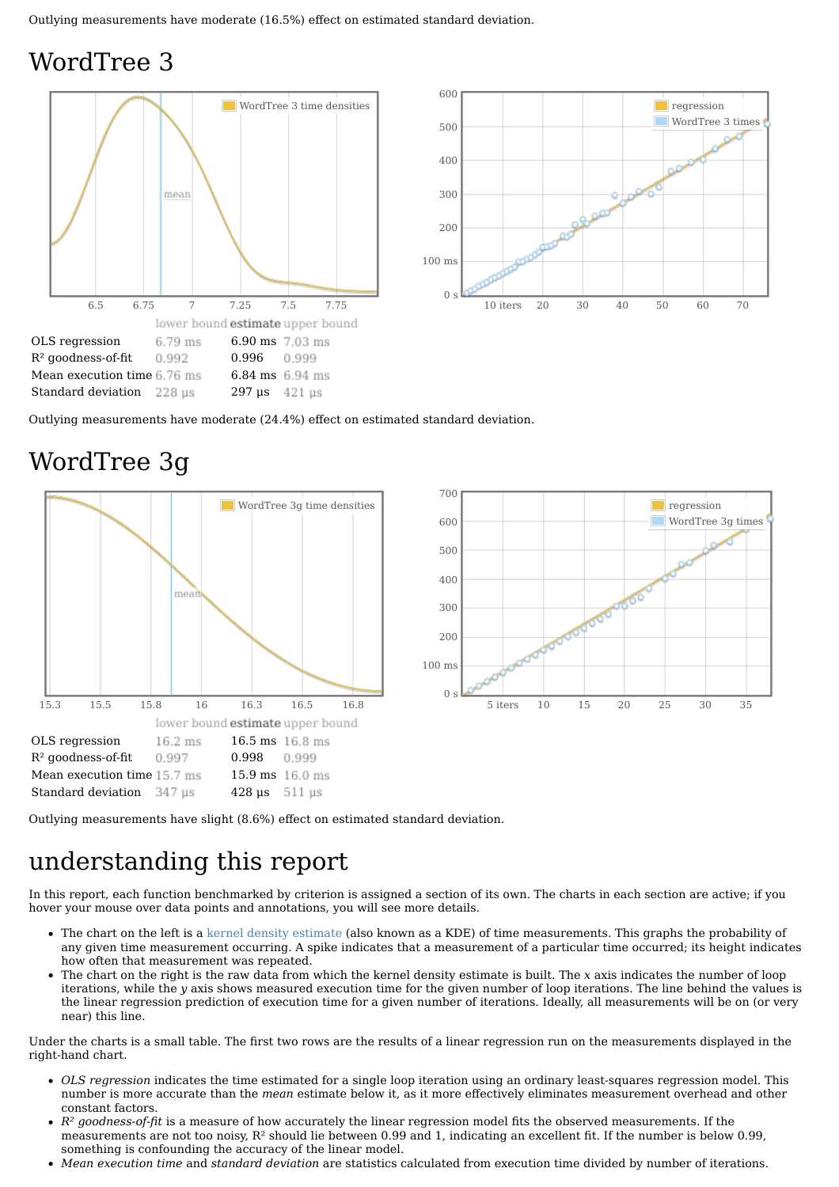Outlying measurements have moderate (16.5%) effect on estimated standard deviation.

# WordTree 3

| | lower bound | estimate | upper bound |
|---|---|---|---|
| OLS regression | 6.79 ms | 6.90 ms | 7.03 ms |
| $R^2$ goodness-of-fit | 0.992 | 0.996 | 0.999 |
| Mean execution time | 6.76 ms | 6.84 ms | 6.94 ms |
| Standard deviation | 228 μs | 297 μs | 421 μs |

Outlying measurements have moderate (24.4%) effect on estimated standard deviation.

# WordTree 3g

| | lower bound | estimate | upper bound |
|---|---|---|---|
| OLS regression | 16.2 ms | 16.5 ms | 16.8 ms |
| $R^2$ goodness-of-fit | 0.997 | 0.998 | 0.999 |
| Mean execution time | 15.7 ms | 15.9 ms | 16.0 ms |
| Standard deviation | 347 μs | 428 μs | 511 μs |

Outlying measurements have slight (8.6%) effect on estimated standard deviation.

# understanding this report

In this report, each function benchmarked by criterion is assigned a section of its own. The charts in each section are active; if you hover your mouse over data points and annotations, you will see more details.

- The chart on the left is a kernel density estimate (also known as a KDE) of time measurements. This graphs the probability of any given time measurement occurring. A spike indicates that a measurement of a particular time occurred; its height indicates how often that measurement was repeated.
- The chart on the right is the raw data from which the kernel density estimate is built. The *x* axis indicates the number of loop iterations, while the *y* axis shows measured execution time for the given number of loop iterations. The line behind the values is the linear regression prediction of execution time for a given number of iterations. Ideally, all measurements will be on (or very near) this line.

Under the charts is a small table. The first two rows are the results of a linear regression run on the measurements displayed in the right-hand chart.

- *OLS regression* indicates the time estimated for a single loop iteration using an ordinary least-squares regression model. This number is more accurate than the *mean* estimate below it, as it more effectively eliminates measurement overhead and other constant factors.
- *$R^2$ goodness-of-fit* is a measure of how accurately the linear regression model fits the observed measurements. If the measurements are not too noisy, $R^2$ should lie between 0.99 and 1, indicating an excellent fit. If the number is below 0.99, something is confounding the accuracy of the linear model.
- *Mean execution time* and *standard deviation* are statistics calculated from execution time divided by number of iterations.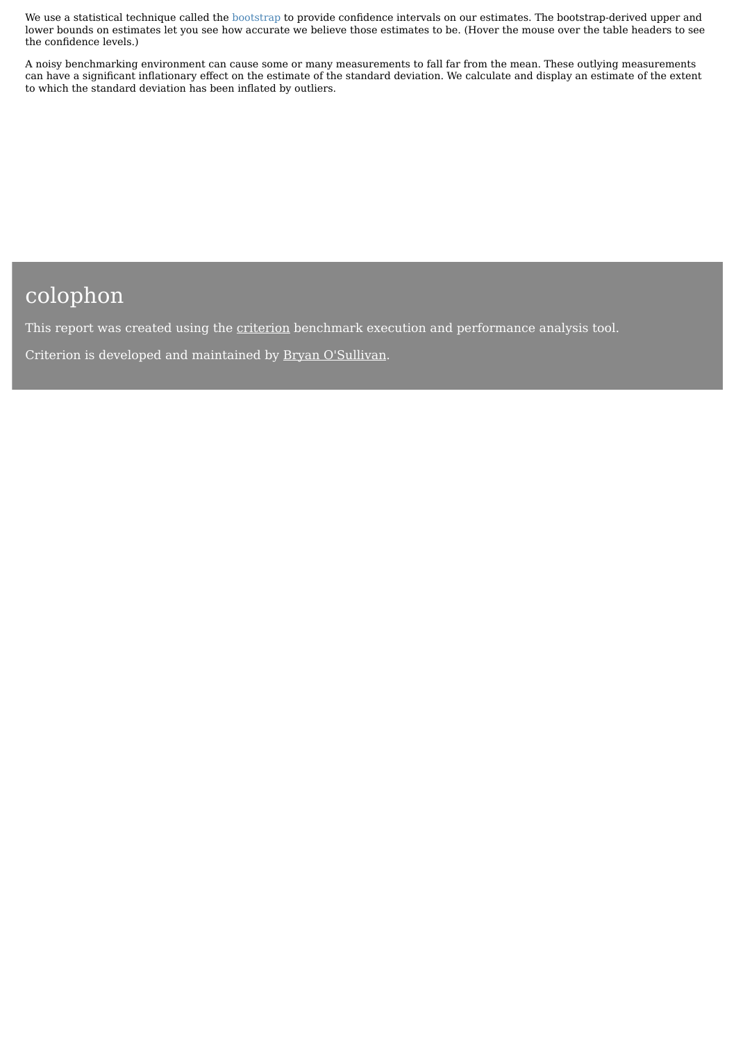We use a statistical technique called the bootstrap to provide confidence intervals on our estimates. The bootstrap-derived upper and lower bounds on estimates let you see how accurate we believe those estimates to be. (Hover the mouse over the table headers to see the confidence levels.)

A noisy benchmarking environment can cause some or many measurements to fall far from the mean. These outlying measurements can have a significant inflationary effect on the estimate of the standard deviation. We calculate and display an estimate of the extent to which the standard deviation has been inflated by outliers.

# colophon

This report was created using the criterion benchmark execution and performance analysis tool.

Criterion is developed and maintained by Bryan O'Sullivan.